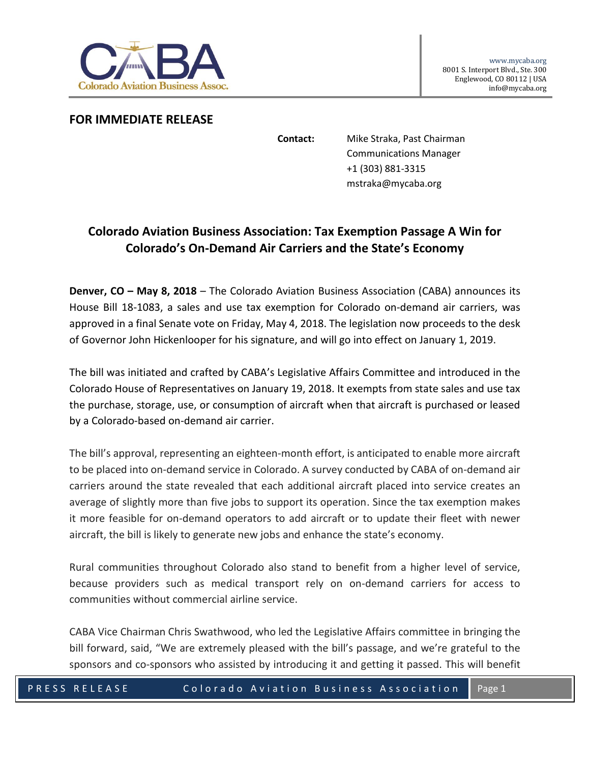www.mycaba.org
8001 S. Interport Blvd., Ste. 300
Englewood, CO 80112 | USA
info@mycaba.org

**FOR IMMEDIATE RELEASE**

**Contact:** Mike Straka, Past Chairman
Communications Manager
+1 (303) 881-3315
mstraka@mycaba.org

## Colorado Aviation Business Association: Tax Exemption Passage A Win for Colorado's On-Demand Air Carriers and the State's Economy

**Denver, CO – May 8, 2018** – The Colorado Aviation Business Association (CABA) announces its House Bill 18-1083, a sales and use tax exemption for Colorado on-demand air carriers, was approved in a final Senate vote on Friday, May 4, 2018. The legislation now proceeds to the desk of Governor John Hickenlooper for his signature, and will go into effect on January 1, 2019.

The bill was initiated and crafted by CABA's Legislative Affairs Committee and introduced in the Colorado House of Representatives on January 19, 2018. It exempts from state sales and use tax the purchase, storage, use, or consumption of aircraft when that aircraft is purchased or leased by a Colorado-based on-demand air carrier.

The bill's approval, representing an eighteen-month effort, is anticipated to enable more aircraft to be placed into on-demand service in Colorado. A survey conducted by CABA of on-demand air carriers around the state revealed that each additional aircraft placed into service creates an average of slightly more than five jobs to support its operation. Since the tax exemption makes it more feasible for on-demand operators to add aircraft or to update their fleet with newer aircraft, the bill is likely to generate new jobs and enhance the state's economy.

Rural communities throughout Colorado also stand to benefit from a higher level of service, because providers such as medical transport rely on on-demand carriers for access to communities without commercial airline service.

CABA Vice Chairman Chris Swathwood, who led the Legislative Affairs committee in bringing the bill forward, said, "We are extremely pleased with the bill's passage, and we're grateful to the sponsors and co-sponsors who assisted by introducing it and getting it passed. This will benefit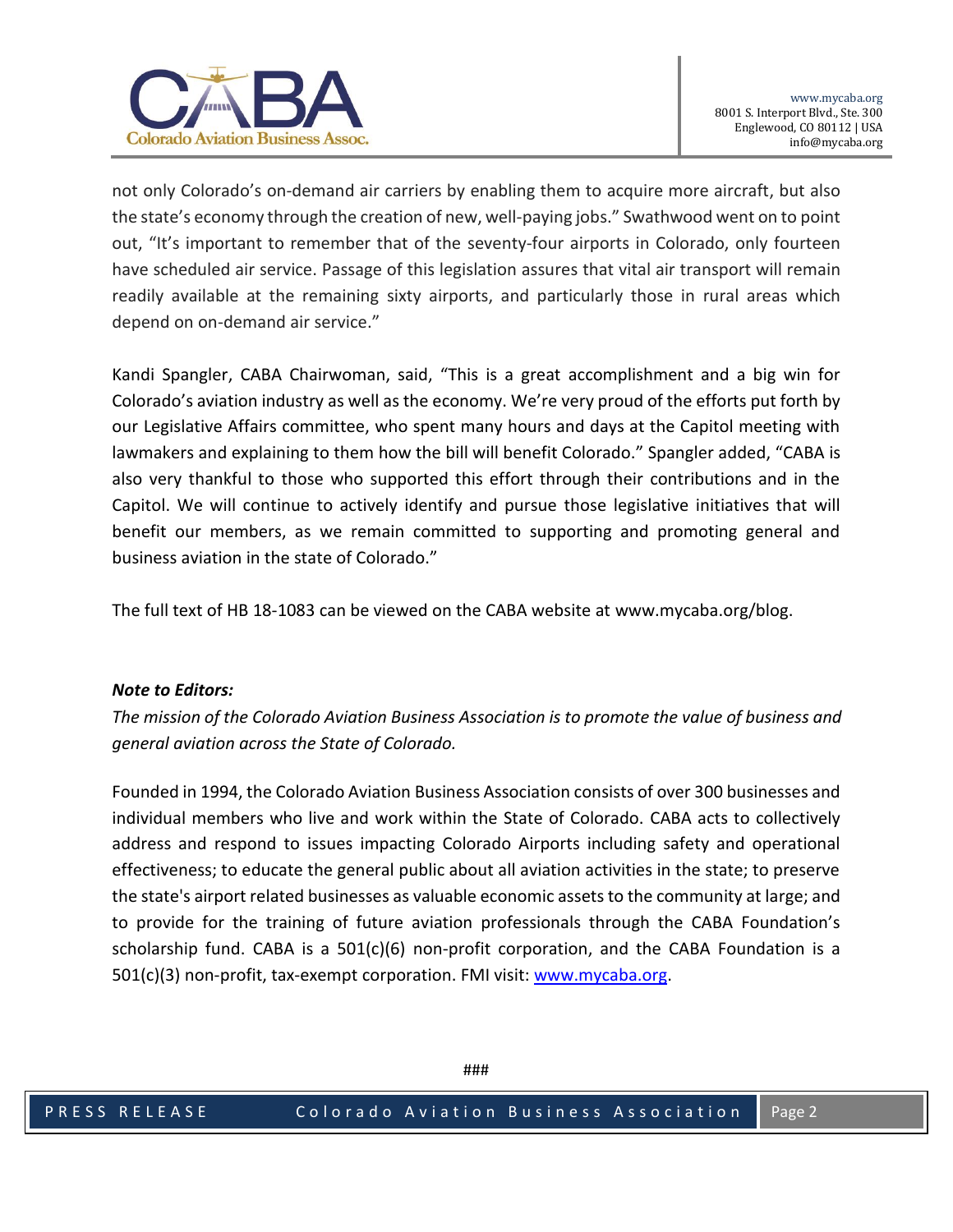not only Colorado's on-demand air carriers by enabling them to acquire more aircraft, but also the state's economy through the creation of new, well-paying jobs." Swathwood went on to point out, "It's important to remember that of the seventy-four airports in Colorado, only fourteen have scheduled air service. Passage of this legislation assures that vital air transport will remain readily available at the remaining sixty airports, and particularly those in rural areas which depend on on-demand air service."

Kandi Spangler, CABA Chairwoman, said, "This is a great accomplishment and a big win for Colorado's aviation industry as well as the economy. We're very proud of the efforts put forth by our Legislative Affairs committee, who spent many hours and days at the Capitol meeting with lawmakers and explaining to them how the bill will benefit Colorado." Spangler added, "CABA is also very thankful to those who supported this effort through their contributions and in the Capitol. We will continue to actively identify and pursue those legislative initiatives that will benefit our members, as we remain committed to supporting and promoting general and business aviation in the state of Colorado."

The full text of HB 18-1083 can be viewed on the CABA website at www.mycaba.org/blog.

***Note to Editors:***

*The mission of the Colorado Aviation Business Association is to promote the value of business and general aviation across the State of Colorado.*

Founded in 1994, the Colorado Aviation Business Association consists of over 300 businesses and individual members who live and work within the State of Colorado. CABA acts to collectively address and respond to issues impacting Colorado Airports including safety and operational effectiveness; to educate the general public about all aviation activities in the state; to preserve the state's airport related businesses as valuable economic assets to the community at large; and to provide for the training of future aviation professionals through the CABA Foundation's scholarship fund. CABA is a 501(c)(6) non-profit corporation, and the CABA Foundation is a 501(c)(3) non-profit, tax-exempt corporation. FMI visit: [www.mycaba.org](http://www.mycaba.org).

###